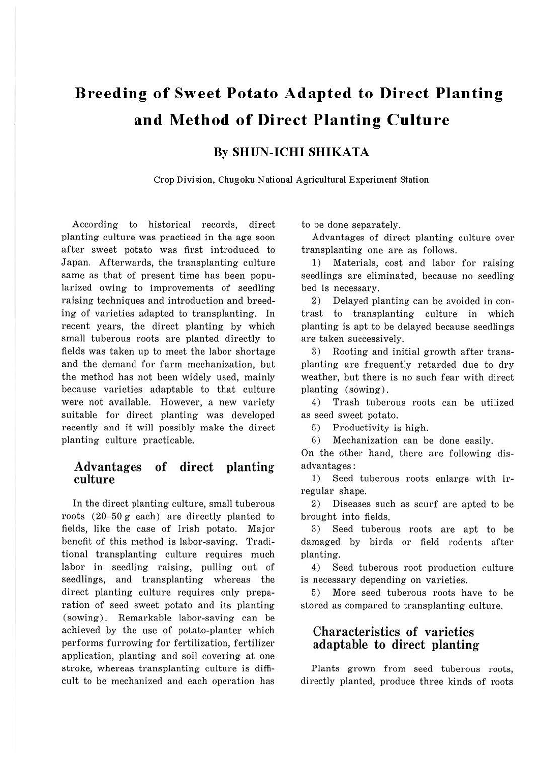# Breeding of Sweet Potato Adapted to Direct Planting and Method of Direct Planting Culture

### By SHUN-ICHI SHIKATA

Crop Division, Chugoku National Agricultural Experiment Station

According to historical records, direct planting culture was practiced in the age soon after sweet potato was first introduced to Japan. Afterwards, the transplanting culture same as that of present time has been popularized owing to improvements of seedling raising techniques and introduction and breeding of varieties adapted to transplanting. In recent years, the direct planting by which small tuberous roots are planted directly to fields was taken up to meet the labor shortage and the demand for farm mechanization, but the method has not been widely used, mainly because varieties adaptable to that culture were not available. However, a new variety suitable for direct planting was developed recently and it will possibly make the direct planting culture practicable.

## Advantages of direct planting culture

In the direct planting culture, small tuberous roots (20–50 g each) are directly planted to fields, like the case of Irish potato. Major benefit of this method is labor-saving. Traditional transplanting culture requires much labor in seedling raising, pulling out of seedlings, and transplanting whereas the direct planting culture requires only preparation of seed sweet potato and its planting (sowing). Remarkable labor-saving can be achieved by the use of potato-planter which performs furrowing for fertilization, fertilizer application, planting and soil covering at one stroke, whereas transplanting culture is difficult to be mechanized and each operation has to be done separately.

Advantages of direct planting culture over transplanting one are as follows.

1) Materials, cost and labor for raising seedlings are eliminated, because no seedling bed is necessary.
2) Delayed planting can be avoided in contrast to transplanting culture in which planting is apt to be delayed because seedlings are taken successively.
3) Rooting and initial growth after transplanting are frequently retarded due to dry weather, but there is no such fear with direct planting (sowing).
4) Trash tuberous roots can be utilized as seed sweet potato.
5) Productivity is high.
6) Mechanization can be done easily.

On the other hand, there are following disadvantages:

1) Seed tuberous roots enlarge with irregular shape.
2) Diseases such as scurf are apted to be brought into fields.
3) Seed tuberous roots are apt to be damaged by birds or field rodents after planting.
4) Seed tuberous root production culture is necessary depending on varieties.
5) More seed tuberous roots have to be stored as compared to transplanting culture.

## Characteristics of varieties adaptable to direct planting

Plants grown from seed tuberous roots, directly planted, produce three kinds of roots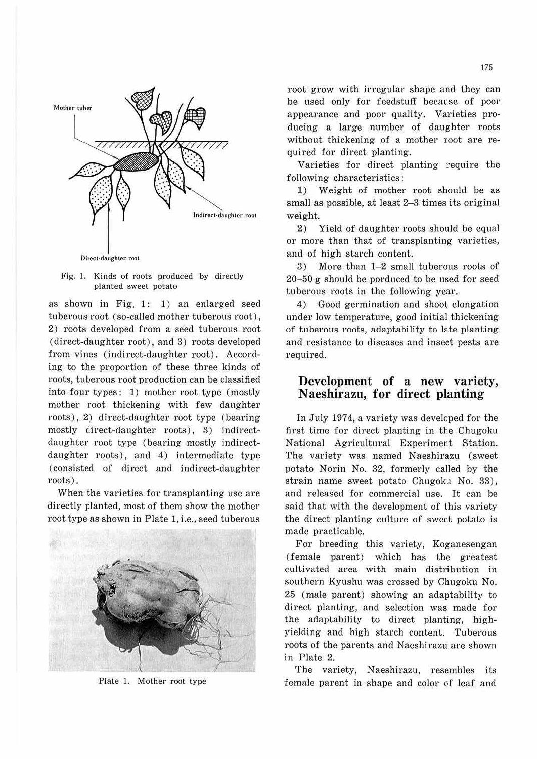Mother tuber

Indirect-daughter root

Direct-daughter root

Fig. 1. Kinds of roots produced by directly planted sweet potato

as shown in Fig. 1: 1) an enlarged seed tuberous root (so-called mother tuberous root), 2) roots developed from a seed tuberous root (direct-daughter root), and 3) roots developed from vines (indirect-daughter root). According to the proportion of these three kinds of roots, tuberous root production can be classified into four types: 1) mother root type (mostly mother root thickening with few daughter roots), 2) direct-daughter root type (bearing mostly direct-daughter roots), 3) indirect-daughter root type (bearing mostly indirect-daughter roots), and 4) intermediate type (consisted of direct and indirect-daughter roots).

When the varieties for transplanting use are directly planted, most of them show the mother root type as shown in Plate 1, i.e., seed tuberous root grow with irregular shape and they can be used only for feedstuff because of poor appearance and poor quality. Varieties producing a large number of daughter roots without thickening of a mother root are required for direct planting.

Plate 1. Mother root type

Varieties for direct planting require the following characteristics:

1) Weight of mother root should be as small as possible, at least 2–3 times its original weight.

2) Yield of daughter roots should be equal or more than that of transplanting varieties, and of high starch content.

3) More than 1–2 small tuberous roots of 20–50 g should be porduced to be used for seed tuberous roots in the following year.

4) Good germination and shoot elongation under low temperature, good initial thickening of tuberous roots, adaptability to late planting and resistance to diseases and insect pests are required.

## Development of a new variety, Naeshirazu, for direct planting

In July 1974, a variety was developed for the first time for direct planting in the Chugoku National Agricultural Experiment Station. The variety was named Naeshirazu (sweet potato Norin No. 32, formerly called by the strain name sweet potato Chugoku No. 33), and released for commercial use. It can be said that with the development of this variety the direct planting culture of sweet potato is made practicable.

For breeding this variety, Koganesengan (female parent) which has the greatest cultivated area with main distribution in southern Kyushu was crossed by Chugoku No. 25 (male parent) showing an adaptability to direct planting, and selection was made for the adaptability to direct planting, high-yielding and high starch content. Tuberous roots of the parents and Naeshirazu are shown in Plate 2.

The variety, Naeshirazu, resembles its female parent in shape and color of leaf and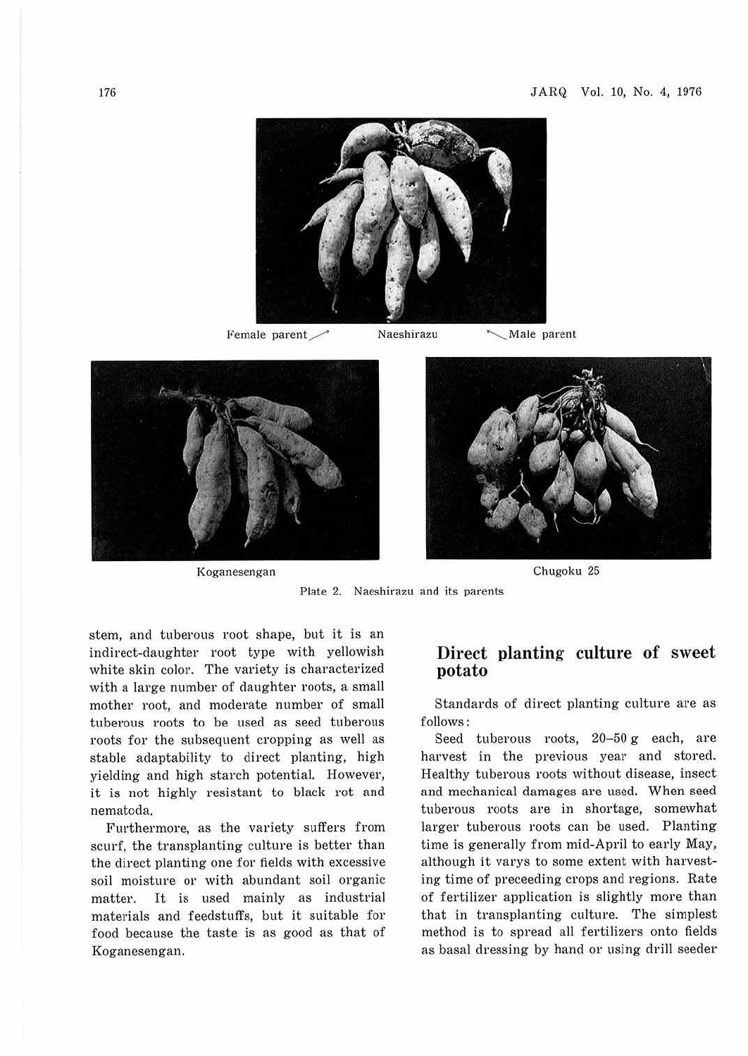Female parent ↗ Naeshirazu ↖ Male parent

Koganesengan Chugoku 25

Plate 2. Naeshirazu and its parents

stem, and tuberous root shape, but it is an indirect-daughter root type with yellowish white skin color. The variety is characterized with a large number of daughter roots, a small mother root, and moderate number of small tuberous roots to be used as seed tuberous roots for the subsequent cropping as well as stable adaptability to direct planting, high yielding and high starch potential. However, it is not highly resistant to black rot and nematoda.

Furthermore, as the variety suffers from scurf, the transplanting culture is better than the direct planting one for fields with excessive soil moisture or with abundant soil organic matter. It is used mainly as industrial materials and feedstuffs, but it suitable for food because the taste is as good as that of Koganesengan.

## Direct planting culture of sweet potato

Standards of direct planting culture are as follows:

Seed tuberous roots, 20–50 g each, are harvest in the previous year and stored. Healthy tuberous roots without disease, insect and mechanical damages are used. When seed tuberous roots are in shortage, somewhat larger tuberous roots can be used. Planting time is generally from mid-April to early May, although it varys to some extent with harvesting time of preceeding crops and regions. Rate of fertilizer application is slightly more than that in transplanting culture. The simplest method is to spread all fertilizers onto fields as basal dressing by hand or using drill seeder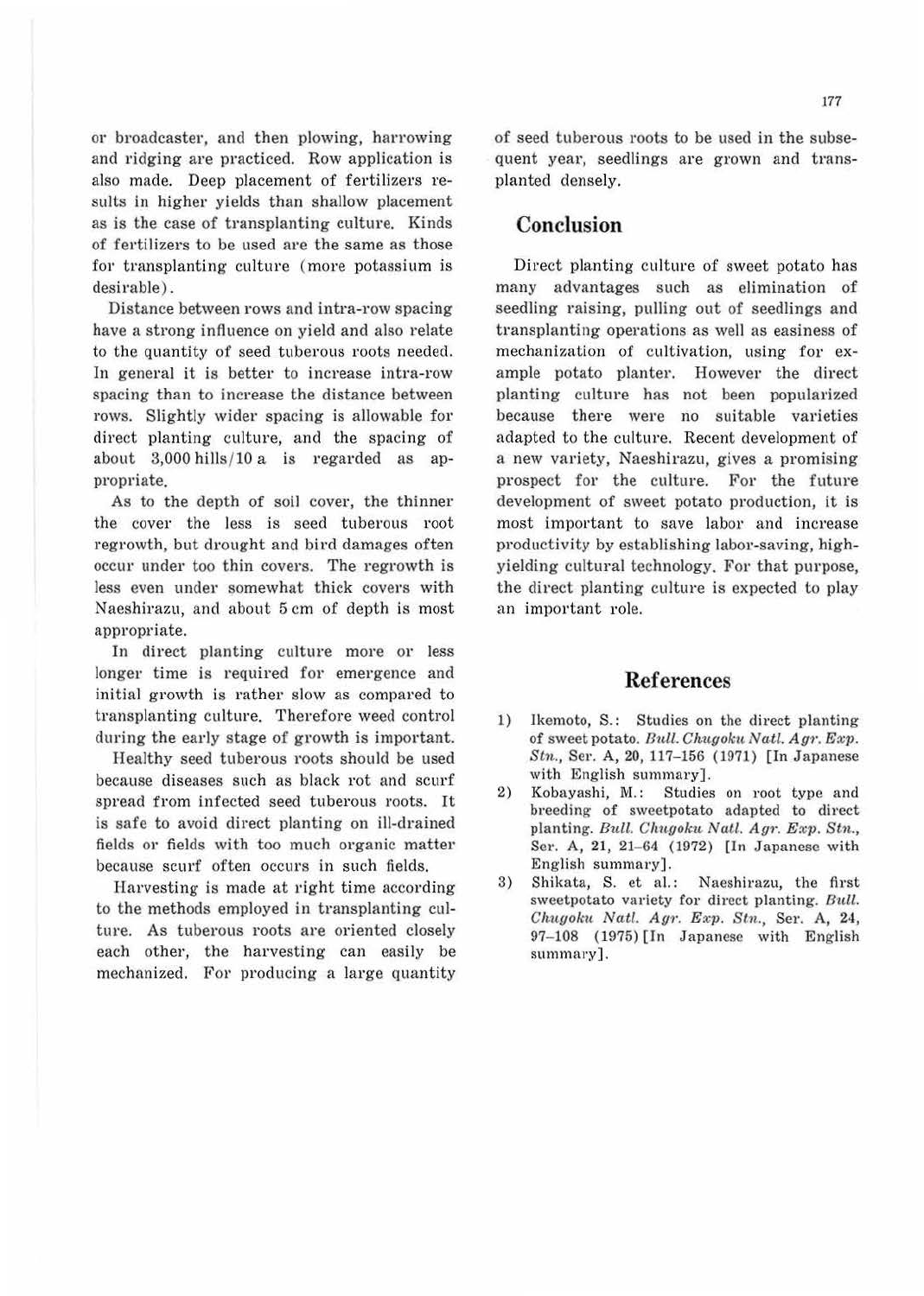or broadcaster, and then plowing, harrowing and ridging are practiced. Row application is also made. Deep placement of fertilizers results in higher yields than shallow placement as is the case of transplanting culture. Kinds of fertilizers to be used are the same as those for transplanting culture (more potassium is desirable).

Distance between rows and intra-row spacing have a strong influence on yield and also relate to the quantity of seed tuberous roots needed. In general it is better to increase intra-row spacing than to increase the distance between rows. Slightly wider spacing is allowable for direct planting culture, and the spacing of about 3,000 hills/10 a is regarded as appropriate.

As to the depth of soil cover, the thinner the cover the less is seed tuberous root regrowth, but drought and bird damages often occur under too thin covers. The regrowth is less even under somewhat thick covers with Naeshirazu, and about 5 cm of depth is most appropriate.

In direct planting culture more or less longer time is required for emergence and initial growth is rather slow as compared to transplanting culture. Therefore weed control during the early stage of growth is important.

Healthy seed tuberous roots should be used because diseases such as black rot and scurf spread from infected seed tuberous roots. It is safe to avoid direct planting on ill-drained fields or fields with too much organic matter because scurf often occurs in such fields.

Harvesting is made at right time according to the methods employed in transplanting culture. As tuberous roots are oriented closely each other, the harvesting can easily be mechanized. For producing a large quantity of seed tuberous roots to be used in the subsequent year, seedlings are grown and transplanted densely.

## Conclusion

Direct planting culture of sweet potato has many advantages such as elimination of seedling raising, pulling out of seedlings and transplanting operations as well as easiness of mechanization of cultivation, using for example potato planter. However the direct planting culture has not been popularized because there were no suitable varieties adapted to the culture. Recent development of a new variety, Naeshirazu, gives a promising prospect for the culture. For the future development of sweet potato production, it is most important to save labor and increase productivity by establishing labor-saving, high-yielding cultural technology. For that purpose, the direct planting culture is expected to play an important role.

## References

1) Ikemoto, S.: Studies on the direct planting of sweet potato. *Bull. Chugoku Natl. Agr. Exp. Stn.*, Ser. A, 20, 117–156 (1971) [In Japanese with English summary].
2) Kobayashi, M.: Studies on root type and breeding of sweetpotato adapted to direct planting. *Bull. Chugoku Natl. Agr. Exp. Stn.*, Ser. A, 21, 21–64 (1972) [In Japanese with English summary].
3) Shikata, S. et al.: Naeshirazu, the first sweetpotato variety for direct planting. *Bull. Chugoku Natl. Agr. Exp. Stn.*, Ser. A, 24, 97–108 (1975) [In Japanese with English summary].